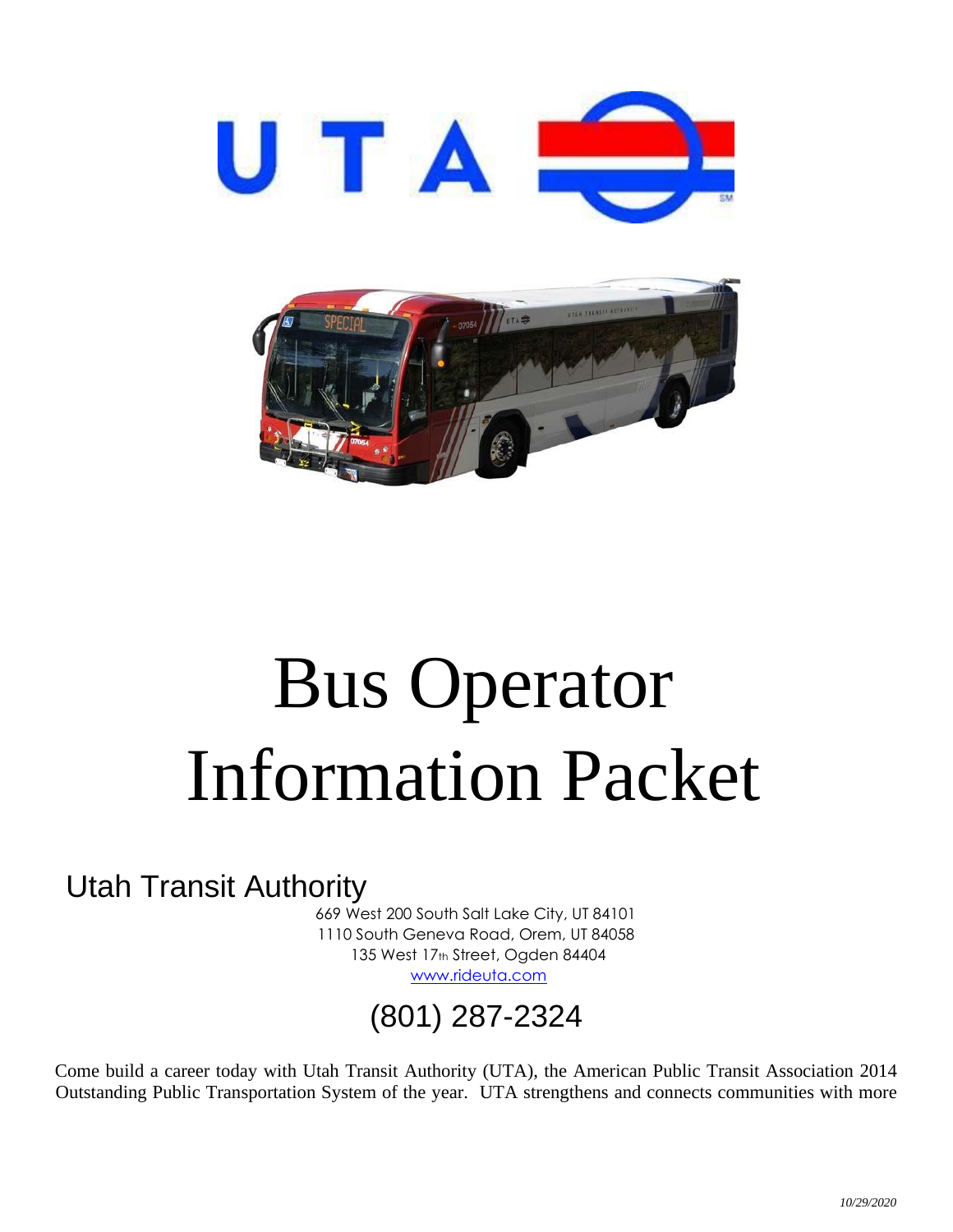# Bus Operator Information Packet

## Utah Transit Authority

669 West 200 South Salt Lake City, UT 84101
1110 South Geneva Road, Orem, UT 84058
135 West 17th Street, Ogden 84404
www.rideuta.com

(801) 287-2324

Come build a career today with Utah Transit Authority (UTA), the American Public Transit Association 2014 Outstanding Public Transportation System of the year. UTA strengthens and connects communities with more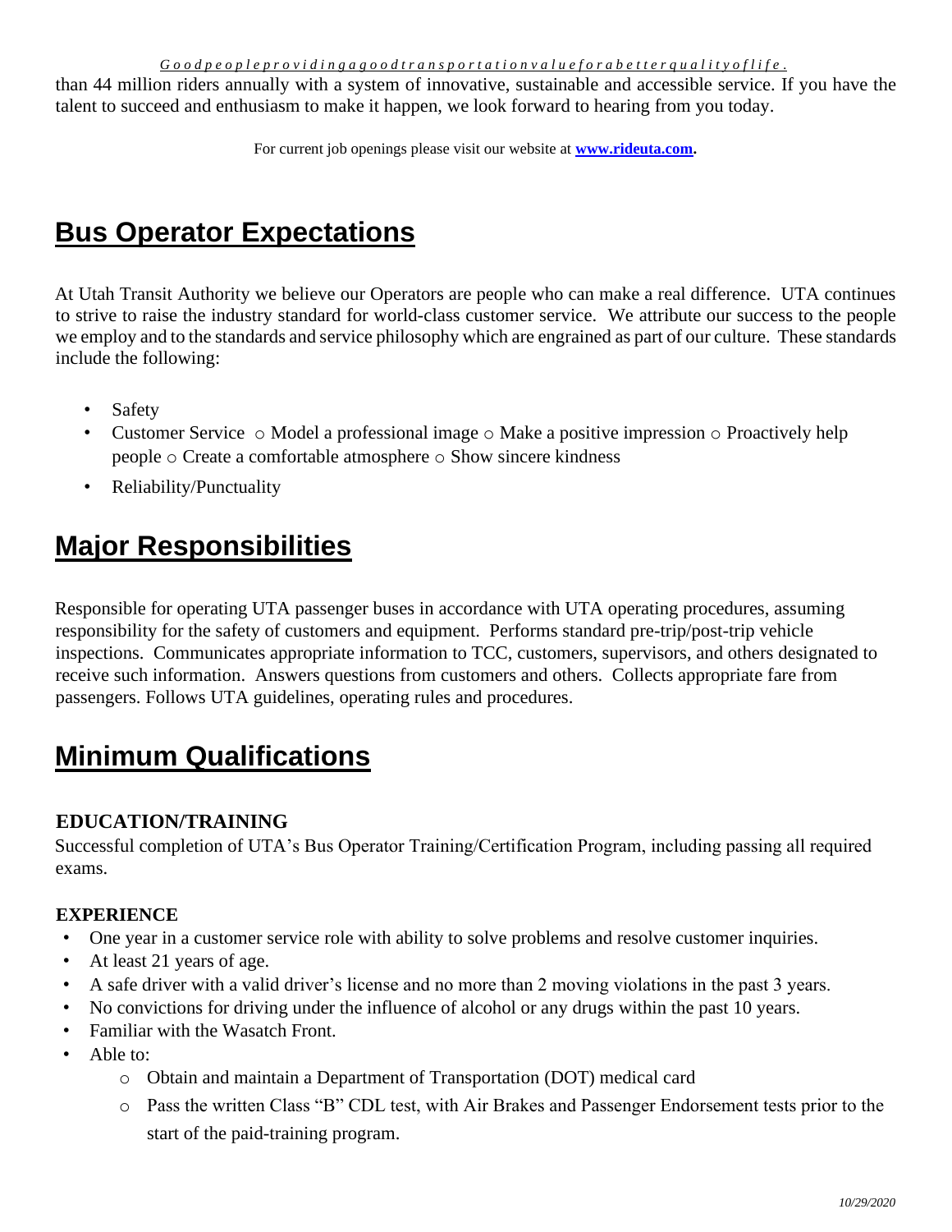*Good people providing a good transportation value for a better quality of life.*

than 44 million riders annually with a system of innovative, sustainable and accessible service. If you have the talent to succeed and enthusiasm to make it happen, we look forward to hearing from you today.

For current job openings please visit our website at **[www.rideuta.com](http://www.rideuta.com).**

# Bus Operator Expectations

At Utah Transit Authority we believe our Operators are people who can make a real difference. UTA continues to strive to raise the industry standard for world-class customer service. We attribute our success to the people we employ and to the standards and service philosophy which are engrained as part of our culture. These standards include the following:

- Safety
- Customer Service
  - Model a professional image
  - Make a positive impression
  - Proactively help people
  - Create a comfortable atmosphere
  - Show sincere kindness
- Reliability/Punctuality

# Major Responsibilities

Responsible for operating UTA passenger buses in accordance with UTA operating procedures, assuming responsibility for the safety of customers and equipment. Performs standard pre-trip/post-trip vehicle inspections. Communicates appropriate information to TCC, customers, supervisors, and others designated to receive such information. Answers questions from customers and others. Collects appropriate fare from passengers. Follows UTA guidelines, operating rules and procedures.

# Minimum Qualifications

### EDUCATION/TRAINING

Successful completion of UTA's Bus Operator Training/Certification Program, including passing all required exams.

### EXPERIENCE

- One year in a customer service role with ability to solve problems and resolve customer inquiries.
- At least 21 years of age.
- A safe driver with a valid driver's license and no more than 2 moving violations in the past 3 years.
- No convictions for driving under the influence of alcohol or any drugs within the past 10 years.
- Familiar with the Wasatch Front.
- Able to:
  - Obtain and maintain a Department of Transportation (DOT) medical card
  - Pass the written Class "B" CDL test, with Air Brakes and Passenger Endorsement tests prior to the start of the paid-training program.

*10/29/2020*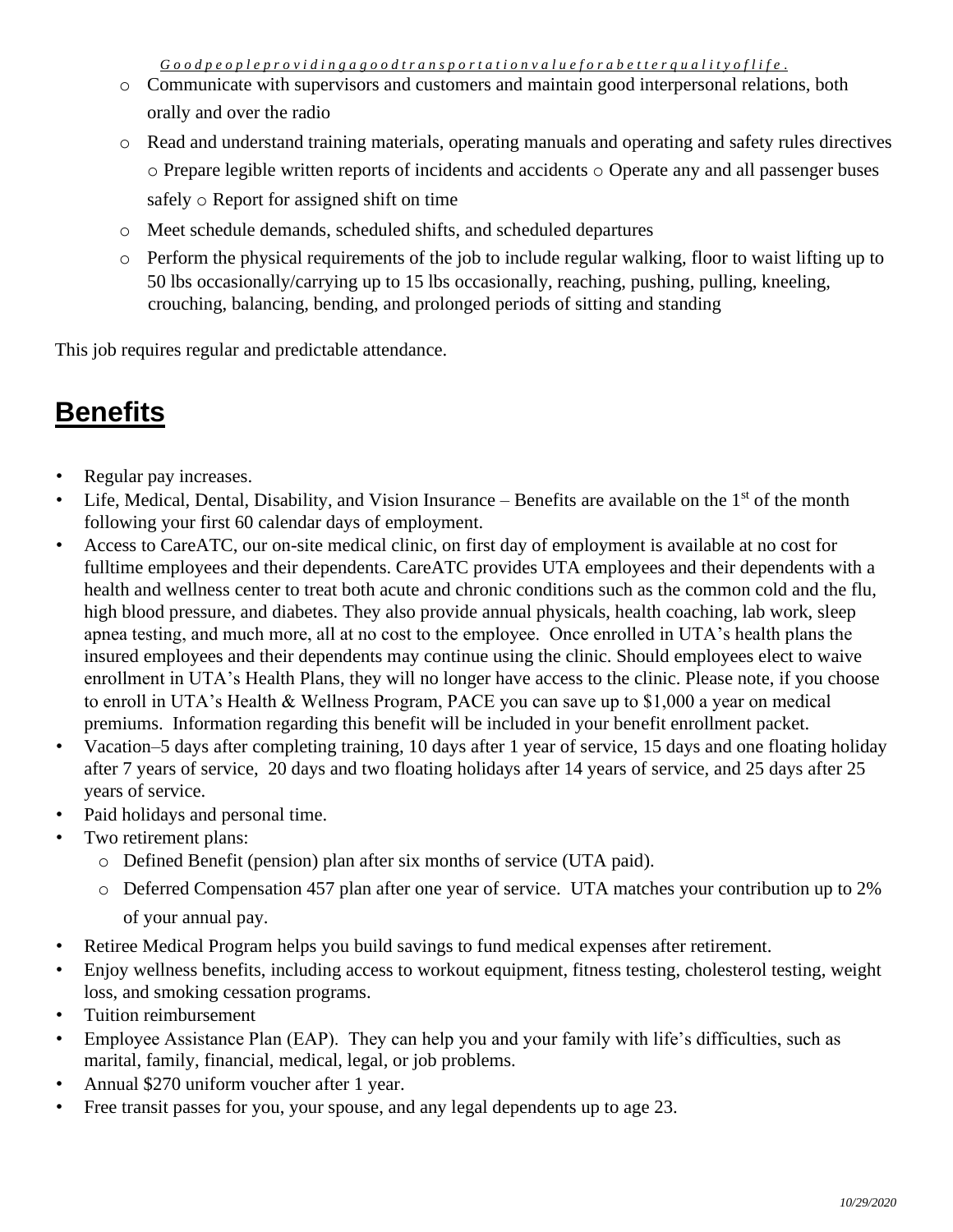- Communicate with supervisors and customers and maintain good interpersonal relations, both orally and over the radio
- Read and understand training materials, operating manuals and operating and safety rules directives
- Prepare legible written reports of incidents and accidents
- Operate any and all passenger buses safely
- Report for assigned shift on time
- Meet schedule demands, scheduled shifts, and scheduled departures
- Perform the physical requirements of the job to include regular walking, floor to waist lifting up to 50 lbs occasionally/carrying up to 15 lbs occasionally, reaching, pushing, pulling, kneeling, crouching, balancing, bending, and prolonged periods of sitting and standing

This job requires regular and predictable attendance.

# Benefits

- Regular pay increases.
- Life, Medical, Dental, Disability, and Vision Insurance – Benefits are available on the 1st of the month following your first 60 calendar days of employment.
- Access to CareATC, our on-site medical clinic, on first day of employment is available at no cost for fulltime employees and their dependents. CareATC provides UTA employees and their dependents with a health and wellness center to treat both acute and chronic conditions such as the common cold and the flu, high blood pressure, and diabetes. They also provide annual physicals, health coaching, lab work, sleep apnea testing, and much more, all at no cost to the employee. Once enrolled in UTA's health plans the insured employees and their dependents may continue using the clinic. Should employees elect to waive enrollment in UTA's Health Plans, they will no longer have access to the clinic. Please note, if you choose to enroll in UTA's Health & Wellness Program, PACE you can save up to $1,000 a year on medical premiums. Information regarding this benefit will be included in your benefit enrollment packet.
- Vacation–5 days after completing training, 10 days after 1 year of service, 15 days and one floating holiday after 7 years of service, 20 days and two floating holidays after 14 years of service, and 25 days after 25 years of service.
- Paid holidays and personal time.
- Two retirement plans:
  - Defined Benefit (pension) plan after six months of service (UTA paid).
  - Deferred Compensation 457 plan after one year of service. UTA matches your contribution up to 2% of your annual pay.
- Retiree Medical Program helps you build savings to fund medical expenses after retirement.
- Enjoy wellness benefits, including access to workout equipment, fitness testing, cholesterol testing, weight loss, and smoking cessation programs.
- Tuition reimbursement
- Employee Assistance Plan (EAP). They can help you and your family with life's difficulties, such as marital, family, financial, medical, legal, or job problems.
- Annual $270 uniform voucher after 1 year.
- Free transit passes for you, your spouse, and any legal dependents up to age 23.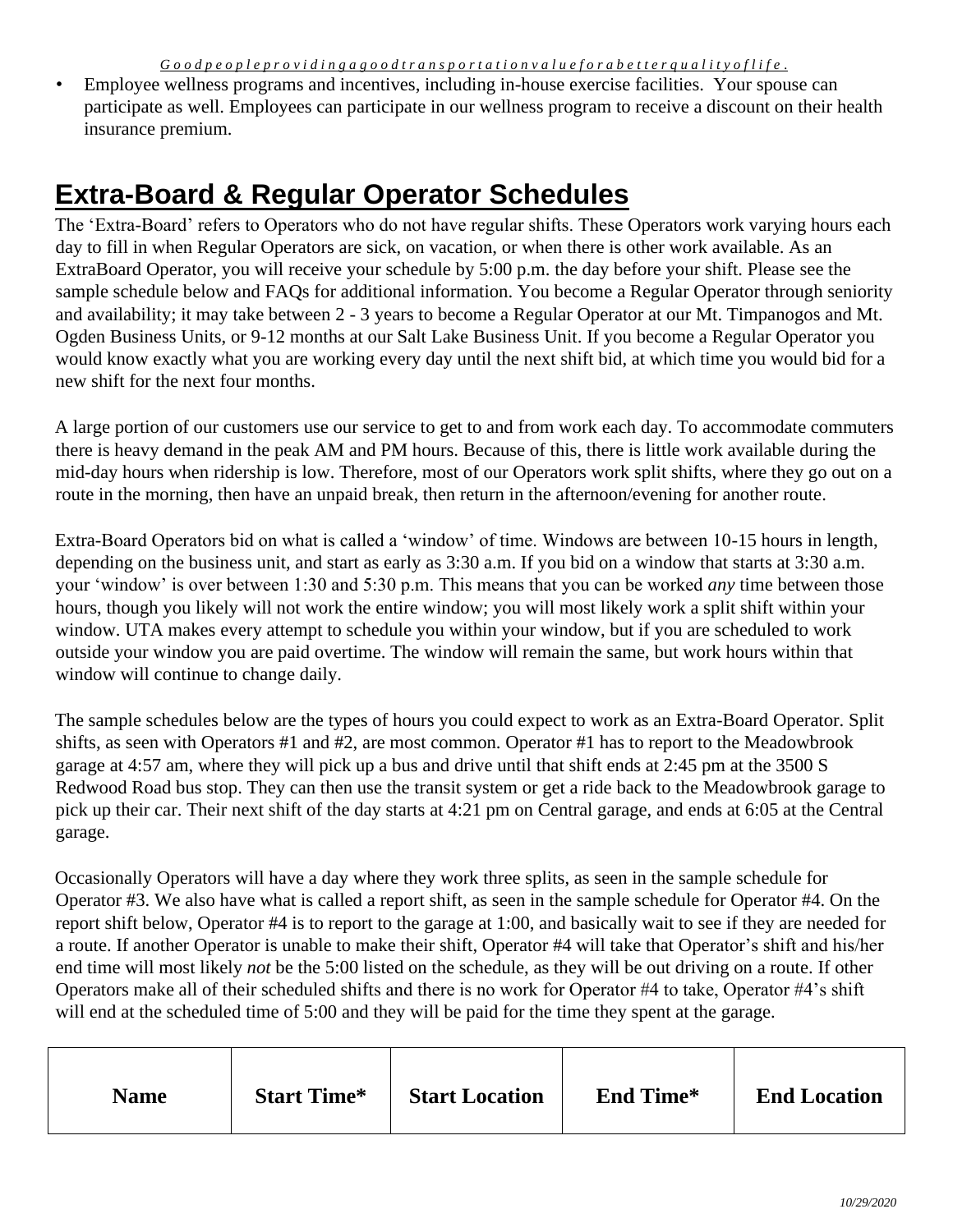- Employee wellness programs and incentives, including in-house exercise facilities. Your spouse can participate as well. Employees can participate in our wellness program to receive a discount on their health insurance premium.

## Extra-Board & Regular Operator Schedules

The 'Extra-Board' refers to Operators who do not have regular shifts. These Operators work varying hours each day to fill in when Regular Operators are sick, on vacation, or when there is other work available. As an ExtraBoard Operator, you will receive your schedule by 5:00 p.m. the day before your shift. Please see the sample schedule below and FAQs for additional information. You become a Regular Operator through seniority and availability; it may take between 2 - 3 years to become a Regular Operator at our Mt. Timpanogos and Mt. Ogden Business Units, or 9-12 months at our Salt Lake Business Unit. If you become a Regular Operator you would know exactly what you are working every day until the next shift bid, at which time you would bid for a new shift for the next four months.

A large portion of our customers use our service to get to and from work each day. To accommodate commuters there is heavy demand in the peak AM and PM hours. Because of this, there is little work available during the mid-day hours when ridership is low. Therefore, most of our Operators work split shifts, where they go out on a route in the morning, then have an unpaid break, then return in the afternoon/evening for another route.

Extra-Board Operators bid on what is called a 'window' of time. Windows are between 10-15 hours in length, depending on the business unit, and start as early as 3:30 a.m. If you bid on a window that starts at 3:30 a.m. your 'window' is over between 1:30 and 5:30 p.m. This means that you can be worked *any* time between those hours, though you likely will not work the entire window; you will most likely work a split shift within your window. UTA makes every attempt to schedule you within your window, but if you are scheduled to work outside your window you are paid overtime. The window will remain the same, but work hours within that window will continue to change daily.

The sample schedules below are the types of hours you could expect to work as an Extra-Board Operator. Split shifts, as seen with Operators #1 and #2, are most common. Operator #1 has to report to the Meadowbrook garage at 4:57 am, where they will pick up a bus and drive until that shift ends at 2:45 pm at the 3500 S Redwood Road bus stop. They can then use the transit system or get a ride back to the Meadowbrook garage to pick up their car. Their next shift of the day starts at 4:21 pm on Central garage, and ends at 6:05 at the Central garage.

Occasionally Operators will have a day where they work three splits, as seen in the sample schedule for Operator #3. We also have what is called a report shift, as seen in the sample schedule for Operator #4. On the report shift below, Operator #4 is to report to the garage at 1:00, and basically wait to see if they are needed for a route. If another Operator is unable to make their shift, Operator #4 will take that Operator's shift and his/her end time will most likely *not* be the 5:00 listed on the schedule, as they will be out driving on a route. If other Operators make all of their scheduled shifts and there is no work for Operator #4 to take, Operator #4's shift will end at the scheduled time of 5:00 and they will be paid for the time they spent at the garage.

| Name | Start Time* | Start Location | End Time* | End Location |
|---|---|---|---|---|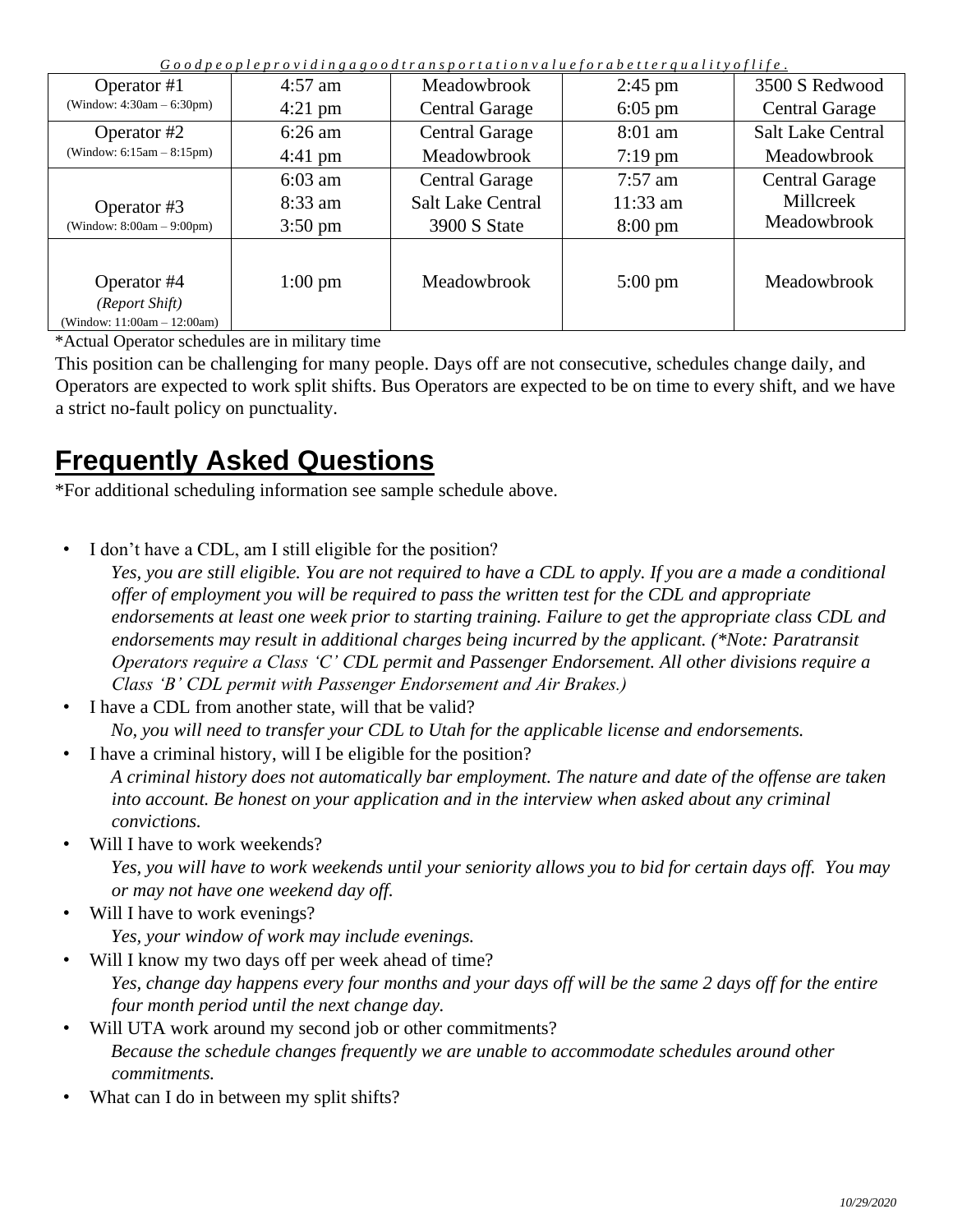| Operator #1 (Window: 4:30am – 6:30pm) | 4:57 am<br>4:21 pm | Meadowbrook<br>Central Garage | 2:45 pm<br>6:05 pm | 3500 S Redwood<br>Central Garage |
|---|---|---|---|---|
| Operator #2 (Window: 6:15am – 8:15pm) | 6:26 am<br>4:41 pm | Central Garage<br>Meadowbrook | 8:01 am<br>7:19 pm | Salt Lake Central<br>Meadowbrook |
| Operator #3 (Window: 8:00am – 9:00pm) | 6:03 am<br>8:33 am<br>3:50 pm | Central Garage<br>Salt Lake Central<br>3900 S State | 7:57 am<br>11:33 am<br>8:00 pm | Central Garage<br>Millcreek<br>Meadowbrook |
| Operator #4 *(Report Shift)* (Window: 11:00am – 12:00am) | 1:00 pm | Meadowbrook | 5:00 pm | Meadowbrook |

*Actual Operator schedules are in military time

This position can be challenging for many people. Days off are not consecutive, schedules change daily, and Operators are expected to work split shifts. Bus Operators are expected to be on time to every shift, and we have a strict no-fault policy on punctuality.

## Frequently Asked Questions

*For additional scheduling information see sample schedule above.

- I don't have a CDL, am I still eligible for the position?
  *Yes, you are still eligible. You are not required to have a CDL to apply. If you are a made a conditional offer of employment you will be required to pass the written test for the CDL and appropriate endorsements at least one week prior to starting training. Failure to get the appropriate class CDL and endorsements may result in additional charges being incurred by the applicant. (*Note: Paratransit Operators require a Class 'C' CDL permit and Passenger Endorsement. All other divisions require a Class 'B' CDL permit with Passenger Endorsement and Air Brakes.)*
- I have a CDL from another state, will that be valid?
  *No, you will need to transfer your CDL to Utah for the applicable license and endorsements.*
- I have a criminal history, will I be eligible for the position?
  *A criminal history does not automatically bar employment. The nature and date of the offense are taken into account. Be honest on your application and in the interview when asked about any criminal convictions.*
- Will I have to work weekends?
  *Yes, you will have to work weekends until your seniority allows you to bid for certain days off. You may or may not have one weekend day off.*
- Will I have to work evenings?
  *Yes, your window of work may include evenings.*
- Will I know my two days off per week ahead of time?
  *Yes, change day happens every four months and your days off will be the same 2 days off for the entire four month period until the next change day.*
- Will UTA work around my second job or other commitments?
  *Because the schedule changes frequently we are unable to accommodate schedules around other commitments.*
- What can I do in between my split shifts?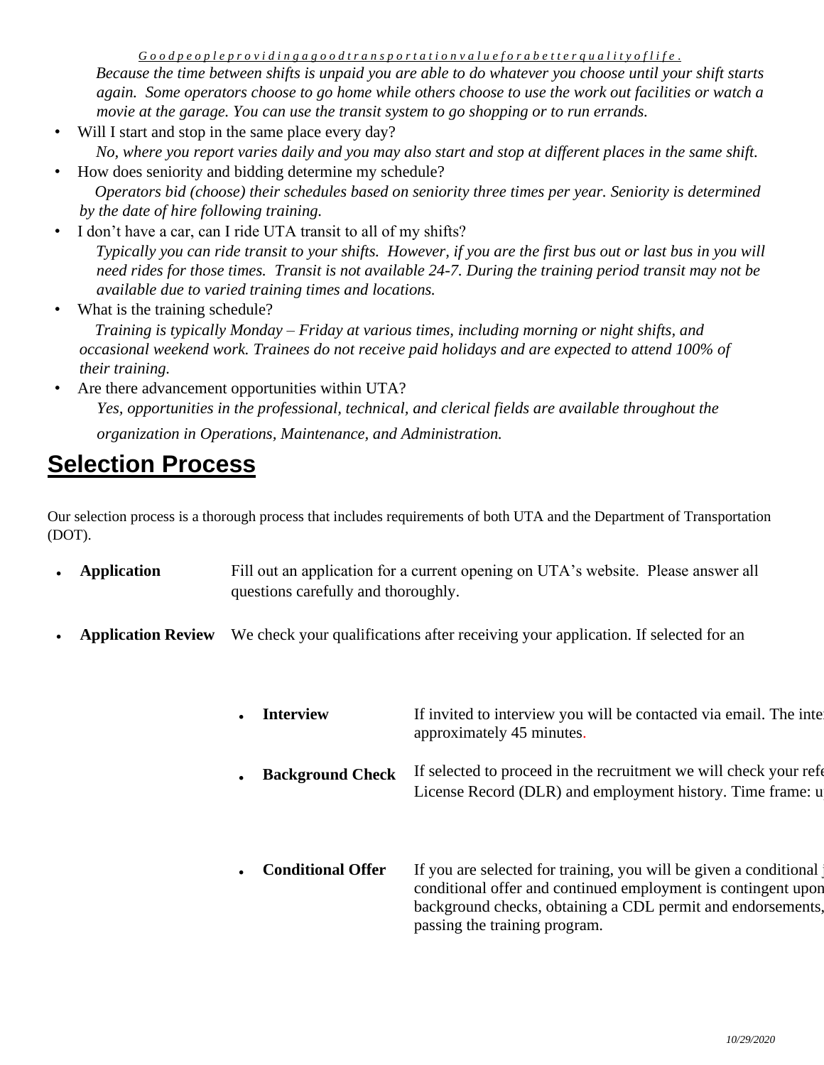*Because the time between shifts is unpaid you are able to do whatever you choose until your shift starts again. Some operators choose to go home while others choose to use the work out facilities or watch a movie at the garage. You can use the transit system to go shopping or to run errands.*

- Will I start and stop in the same place every day?
  *No, where you report varies daily and you may also start and stop at different places in the same shift.*
- How does seniority and bidding determine my schedule?
  *Operators bid (choose) their schedules based on seniority three times per year. Seniority is determined by the date of hire following training.*
- I don't have a car, can I ride UTA transit to all of my shifts?
  *Typically you can ride transit to your shifts. However, if you are the first bus out or last bus in you will need rides for those times. Transit is not available 24-7. During the training period transit may not be available due to varied training times and locations.*
- What is the training schedule?
  *Training is typically Monday – Friday at various times, including morning or night shifts, and occasional weekend work. Trainees do not receive paid holidays and are expected to attend 100% of their training.*
- Are there advancement opportunities within UTA?
  *Yes, opportunities in the professional, technical, and clerical fields are available throughout the organization in Operations, Maintenance, and Administration.*

## Selection Process

Our selection process is a thorough process that includes requirements of both UTA and the Department of Transportation (DOT).

- **Application** Fill out an application for a current opening on UTA's website. Please answer all questions carefully and thoroughly.
- **Application Review** We check your qualifications after receiving your application. If selected for an
- **Interview** If invited to interview you will be contacted via email. The inte approximately 45 minutes.
- **Background Check** If selected to proceed in the recruitment we will check your ref License Record (DLR) and employment history. Time frame: u
- **Conditional Offer** If you are selected for training, you will be given a conditional conditional offer and continued employment is contingent upon background checks, obtaining a CDL permit and endorsements, passing the training program.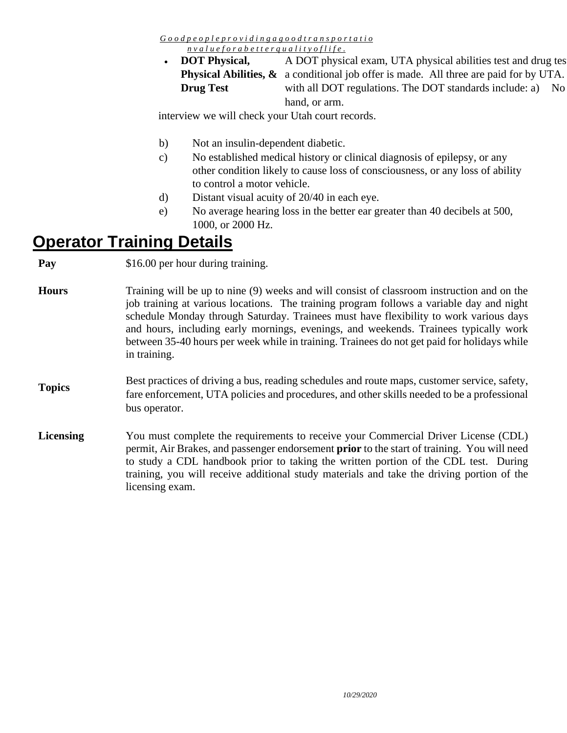*Goodpeopleprovidingagoodtransportatio nvalueforabetterqualityoflife.*

- **DOT Physical, Physical Abilities, & Drug Test** A DOT physical exam, UTA physical abilities test and drug tes a conditional job offer is made. All three are paid for by UTA. with all DOT regulations. The DOT standards include: a) No hand, or arm.

interview we will check your Utah court records.

b) Not an insulin-dependent diabetic.

c) No established medical history or clinical diagnosis of epilepsy, or any other condition likely to cause loss of consciousness, or any loss of ability to control a motor vehicle.

d) Distant visual acuity of 20/40 in each eye.

e) No average hearing loss in the better ear greater than 40 decibels at 500, 1000, or 2000 Hz.

# Operator Training Details

**Pay** $16.00 per hour during training.

**Hours** Training will be up to nine (9) weeks and will consist of classroom instruction and on the job training at various locations. The training program follows a variable day and night schedule Monday through Saturday. Trainees must have flexibility to work various days and hours, including early mornings, evenings, and weekends. Trainees typically work between 35-40 hours per week while in training. Trainees do not get paid for holidays while in training.

**Topics** Best practices of driving a bus, reading schedules and route maps, customer service, safety, fare enforcement, UTA policies and procedures, and other skills needed to be a professional bus operator.

**Licensing** You must complete the requirements to receive your Commercial Driver License (CDL) permit, Air Brakes, and passenger endorsement **prior** to the start of training. You will need to study a CDL handbook prior to taking the written portion of the CDL test. During training, you will receive additional study materials and take the driving portion of the licensing exam.

*10/29/2020*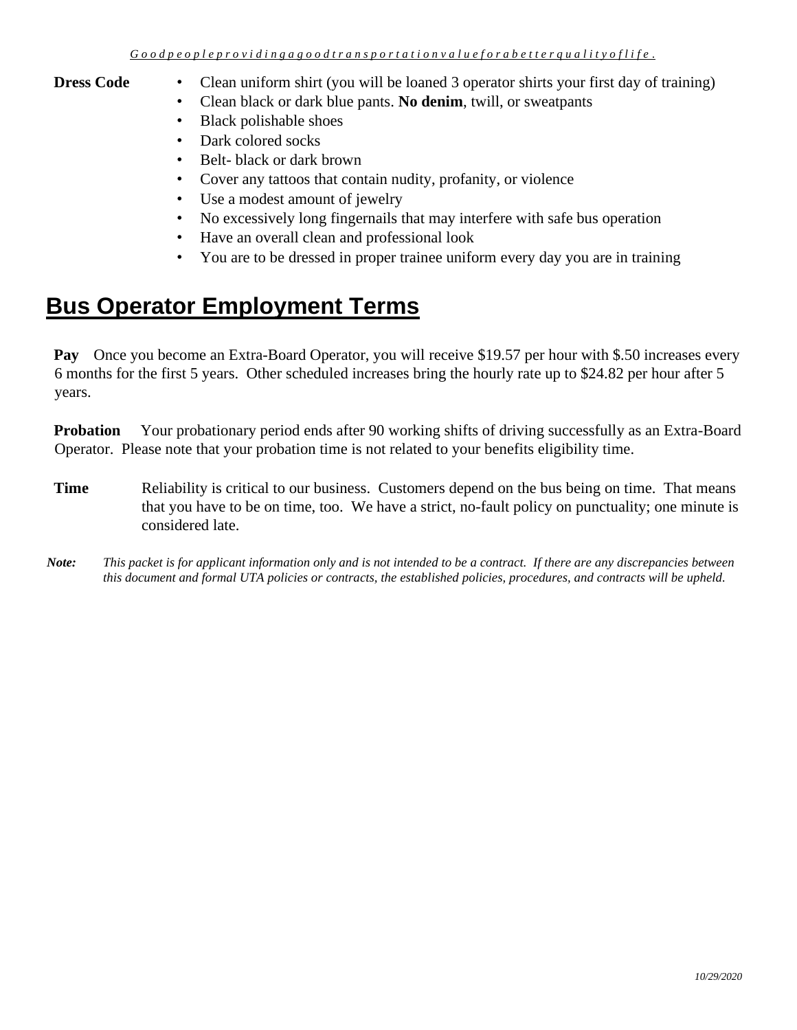**Dress Code**

- Clean uniform shirt (you will be loaned 3 operator shirts your first day of training)
- Clean black or dark blue pants. **No denim**, twill, or sweatpants
- Black polishable shoes
- Dark colored socks
- Belt- black or dark brown
- Cover any tattoos that contain nudity, profanity, or violence
- Use a modest amount of jewelry
- No excessively long fingernails that may interfere with safe bus operation
- Have an overall clean and professional look
- You are to be dressed in proper trainee uniform every day you are in training

## Bus Operator Employment Terms

**Pay** Once you become an Extra-Board Operator, you will receive $19.57 per hour with $.50 increases every 6 months for the first 5 years. Other scheduled increases bring the hourly rate up to $24.82 per hour after 5 years.

**Probation** Your probationary period ends after 90 working shifts of driving successfully as an Extra-Board Operator. Please note that your probation time is not related to your benefits eligibility time.

**Time** Reliability is critical to our business. Customers depend on the bus being on time. That means that you have to be on time, too. We have a strict, no-fault policy on punctuality; one minute is considered late.

***Note:*** *This packet is for applicant information only and is not intended to be a contract. If there are any discrepancies between this document and formal UTA policies or contracts, the established policies, procedures, and contracts will be upheld.*

*10/29/2020*